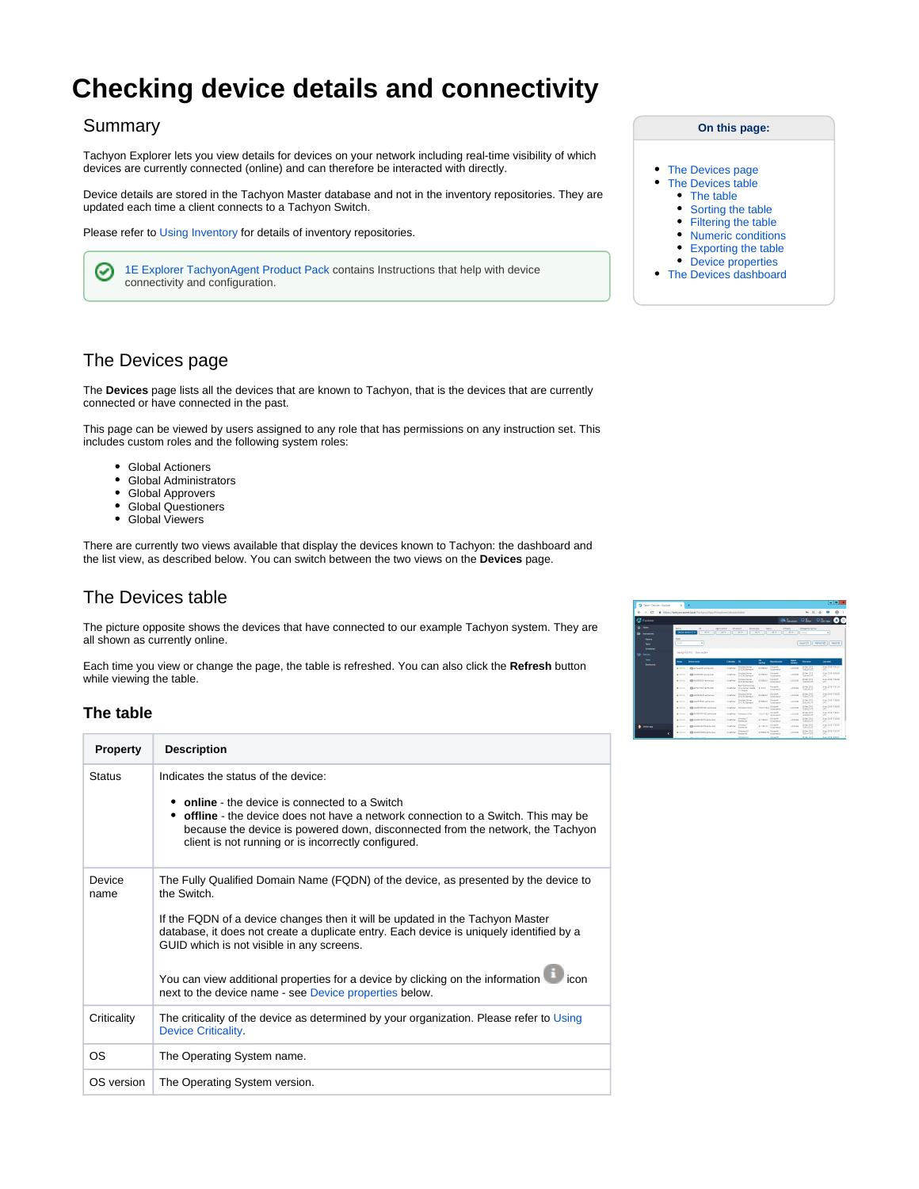# Checking device details and connectivity

## Summary

Tachyon Explorer lets you view details for devices on your network including real-time visibility of which devices are currently connected (online) and can therefore be interacted with directly.

Device details are stored in the Tachyon Master database and not in the inventory repositories. They are updated each time a client connects to a Tachyon Switch.

Please refer to Using Inventory for details of inventory repositories.

> 1E Explorer TachyonAgent Product Pack contains Instructions that help with device connectivity and configuration.

**On this page:**

- The Devices page
- The Devices table
  - The table
  - Sorting the table
  - Filtering the table
  - Numeric conditions
  - Exporting the table
  - Device properties
- The Devices dashboard

## The Devices page

The **Devices** page lists all the devices that are known to Tachyon, that is the devices that are currently connected or have connected in the past.

This page can be viewed by users assigned to any role that has permissions on any instruction set. This includes custom roles and the following system roles:

- Global Actioners
- Global Administrators
- Global Approvers
- Global Questioners
- Global Viewers

There are currently two views available that display the devices known to Tachyon: the dashboard and the list view, as described below. You can switch between the two views on the **Devices** page.

## The Devices table

The picture opposite shows the devices that have connected to our example Tachyon system. They are all shown as currently online.

Each time you view or change the page, the table is refreshed. You can also click the **Refresh** button while viewing the table.

### The table

| Property | Description |
|---|---|
| Status | Indicates the status of the device:<br><br>• **online** - the device is connected to a Switch<br>• **offline** - the device does not have a network connection to a Switch. This may be because the device is powered down, disconnected from the network, the Tachyon client is not running or is incorrectly configured. |
| Device name | The Fully Qualified Domain Name (FQDN) of the device, as presented by the device to the Switch.<br><br>If the FQDN of a device changes then it will be updated in the Tachyon Master database, it does not create a duplicate entry. Each device is uniquely identified by a GUID which is not visible in any screens.<br><br>You can view additional properties for a device by clicking on the information icon next to the device name - see Device properties below. |
| Criticality | The criticality of the device as determined by your organization. Please refer to Using Device Criticality. |
| OS | The Operating System name. |
| OS version | The Operating System version. |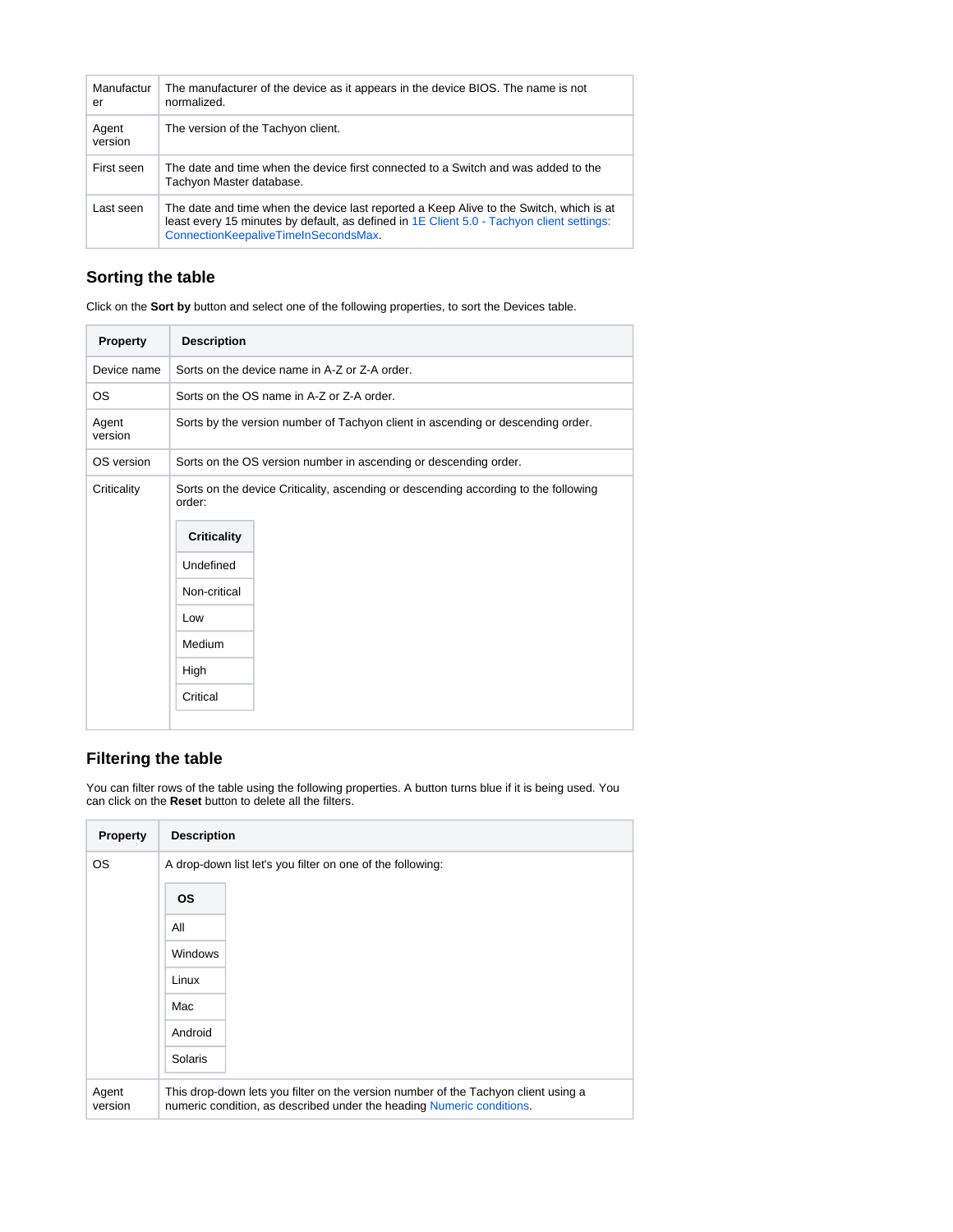| | |
|---|---|
| Manufacturer | The manufacturer of the device as it appears in the device BIOS. The name is not normalized. |
| Agent version | The version of the Tachyon client. |
| First seen | The date and time when the device first connected to a Switch and was added to the Tachyon Master database. |
| Last seen | The date and time when the device last reported a Keep Alive to the Switch, which is at least every 15 minutes by default, as defined in 1E Client 5.0 - Tachyon client settings: ConnectionKeepaliveTimeInSecondsMax. |

## Sorting the table

Click on the **Sort by** button and select one of the following properties, to sort the Devices table.

| Property | Description |
|---|---|
| Device name | Sorts on the device name in A-Z or Z-A order. |
| OS | Sorts on the OS name in A-Z or Z-A order. |
| Agent version | Sorts by the version number of Tachyon client in ascending or descending order. |
| OS version | Sorts on the OS version number in ascending or descending order. |
| Criticality | Sorts on the device Criticality, ascending or descending according to the following order:<br>**Criticality**<br>Undefined<br>Non-critical<br>Low<br>Medium<br>High<br>Critical |

## Filtering the table

You can filter rows of the table using the following properties. A button turns blue if it is being used. You can click on the **Reset** button to delete all the filters.

| Property | Description |
|---|---|
| OS | A drop-down list let's you filter on one of the following:<br>**OS**<br>All<br>Windows<br>Linux<br>Mac<br>Android<br>Solaris |
| Agent version | This drop-down lets you filter on the version number of the Tachyon client using a numeric condition, as described under the heading Numeric conditions. |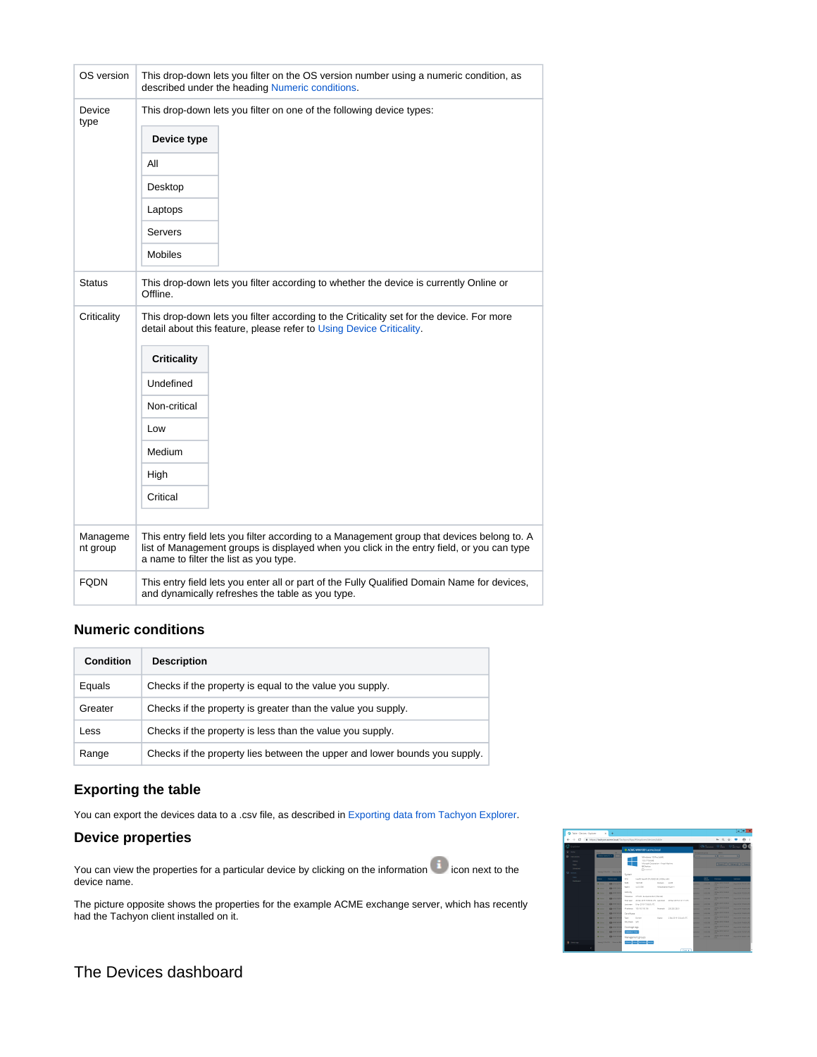| | |
|---|---|
| OS version | This drop-down lets you filter on the OS version number using a numeric condition, as described under the heading Numeric conditions. |
| Device type | This drop-down lets you filter on one of the following device types:<br><br>**Device type**<br>All<br>Desktop<br>Laptops<br>Servers<br>Mobiles |
| Status | This drop-down lets you filter according to whether the device is currently Online or Offline. |
| Criticality | This drop-down lets you filter according to the Criticality set for the device. For more detail about this feature, please refer to Using Device Criticality.<br><br>**Criticality**<br>Undefined<br>Non-critical<br>Low<br>Medium<br>High<br>Critical |
| Management group | This entry field lets you filter according to a Management group that devices belong to. A list of Management groups is displayed when you click in the entry field, or you can type a name to filter the list as you type. |
| FQDN | This entry field lets you enter all or part of the Fully Qualified Domain Name for devices, and dynamically refreshes the table as you type. |

### Numeric conditions

| Condition | Description |
|---|---|
| Equals | Checks if the property is equal to the value you supply. |
| Greater | Checks if the property is greater than the value you supply. |
| Less | Checks if the property is less than the value you supply. |
| Range | Checks if the property lies between the upper and lower bounds you supply. |

### Exporting the table

You can export the devices data to a .csv file, as described in Exporting data from Tachyon Explorer.

### Device properties

You can view the properties for a particular device by clicking on the information icon next to the device name.

The picture opposite shows the properties for the example ACME exchange server, which has recently had the Tachyon client installed on it.

## The Devices dashboard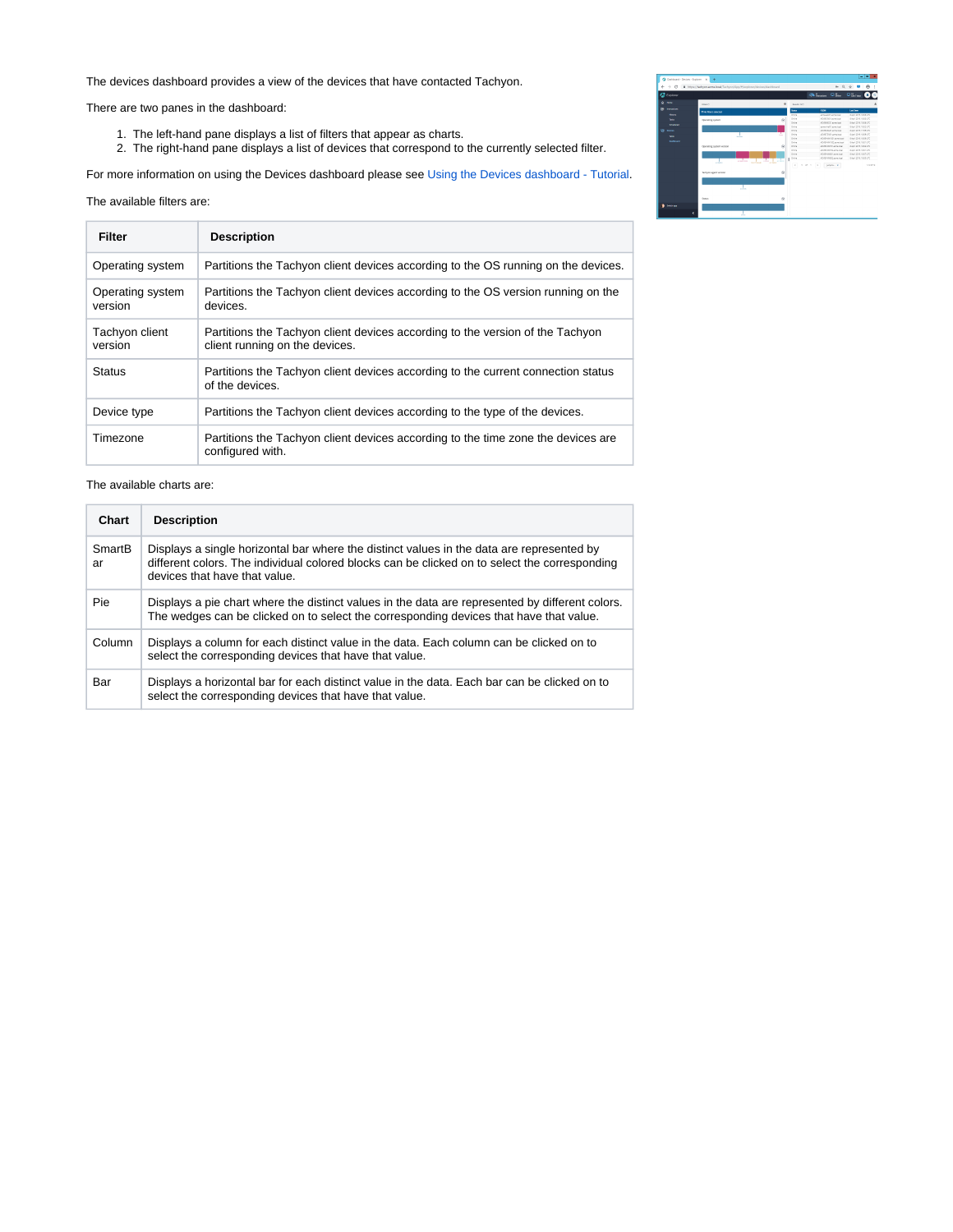The devices dashboard provides a view of the devices that have contacted Tachyon.

There are two panes in the dashboard:

1. The left-hand pane displays a list of filters that appear as charts.
2. The right-hand pane displays a list of devices that correspond to the currently selected filter.

For more information on using the Devices dashboard please see Using the Devices dashboard - Tutorial.

The available filters are:

| Filter | Description |
|---|---|
| Operating system | Partitions the Tachyon client devices according to the OS running on the devices. |
| Operating system version | Partitions the Tachyon client devices according to the OS version running on the devices. |
| Tachyon client version | Partitions the Tachyon client devices according to the version of the Tachyon client running on the devices. |
| Status | Partitions the Tachyon client devices according to the current connection status of the devices. |
| Device type | Partitions the Tachyon client devices according to the type of the devices. |
| Timezone | Partitions the Tachyon client devices according to the time zone the devices are configured with. |

The available charts are:

| Chart | Description |
|---|---|
| SmartBar | Displays a single horizontal bar where the distinct values in the data are represented by different colors. The individual colored blocks can be clicked on to select the corresponding devices that have that value. |
| Pie | Displays a pie chart where the distinct values in the data are represented by different colors. The wedges can be clicked on to select the corresponding devices that have that value. |
| Column | Displays a column for each distinct value in the data. Each column can be clicked on to select the corresponding devices that have that value. |
| Bar | Displays a horizontal bar for each distinct value in the data. Each bar can be clicked on to select the corresponding devices that have that value. |